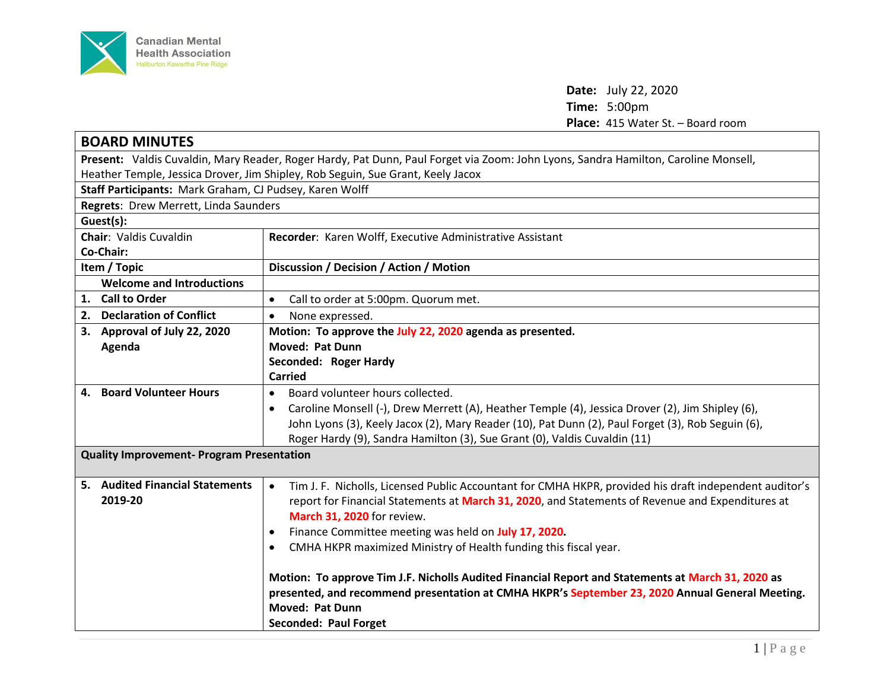Canadian Mental Health Association
Haliburton Kawartha Pine Ridge

**Date:** July 22, 2020
**Time:** 5:00pm
**Place:** 415 Water St. – Board room

# BOARD MINUTES

**Present:** Valdis Cuvaldin, Mary Reader, Roger Hardy, Pat Dunn, Paul Forget via Zoom: John Lyons, Sandra Hamilton, Caroline Monsell, Heather Temple, Jessica Drover, Jim Shipley, Rob Seguin, Sue Grant, Keely Jacox

**Staff Participants:** Mark Graham, CJ Pudsey, Karen Wolff

**Regrets**: Drew Merrett, Linda Saunders

**Guest(s):**

| **Chair**: Valdis Cuvaldin<br>**Co-Chair:** | **Recorder**: Karen Wolff, Executive Administrative Assistant |
|---|---|
| **Item / Topic** | **Discussion / Decision / Action / Motion** |
| **Welcome and Introductions** | |
| **1. Call to Order** | • Call to order at 5:00pm. Quorum met. |
| **2. Declaration of Conflict** | • None expressed. |
| **3. Approval of July 22, 2020 Agenda** | **Motion: To approve the July 22, 2020 agenda as presented.**<br>**Moved: Pat Dunn**<br>**Seconded: Roger Hardy**<br>**Carried** |
| **4. Board Volunteer Hours** | • Board volunteer hours collected.<br>• Caroline Monsell (-), Drew Merrett (A), Heather Temple (4), Jessica Drover (2), Jim Shipley (6), John Lyons (3), Keely Jacox (2), Mary Reader (10), Pat Dunn (2), Paul Forget (3), Rob Seguin (6), Roger Hardy (9), Sandra Hamilton (3), Sue Grant (0), Valdis Cuvaldin (11) |
| **Quality Improvement- Program Presentation** | |
| **5. Audited Financial Statements 2019-20** | • Tim J. F. Nicholls, Licensed Public Accountant for CMHA HKPR, provided his draft independent auditor's report for Financial Statements at **March 31, 2020**, and Statements of Revenue and Expenditures at **March 31, 2020** for review.<br>• Finance Committee meeting was held on **July 17, 2020.**<br>• CMHA HKPR maximized Ministry of Health funding this fiscal year.<br><br>**Motion: To approve Tim J.F. Nicholls Audited Financial Report and Statements at March 31, 2020 as presented, and recommend presentation at CMHA HKPR's September 23, 2020 Annual General Meeting.**<br>**Moved: Pat Dunn**<br>**Seconded: Paul Forget** |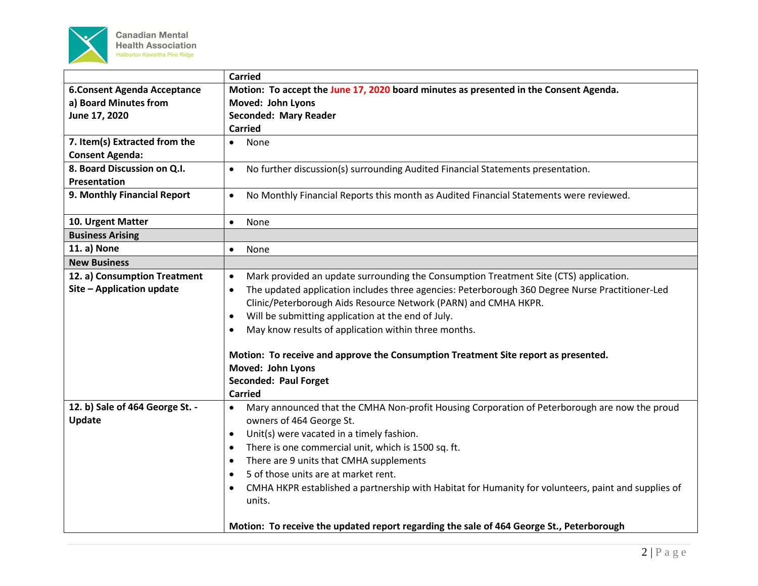| | |
|---|---|
| | **Carried** |
| **6.Consent Agenda Acceptance**<br>**a) Board Minutes from June 17, 2020** | **Motion: To accept the June 17, 2020 board minutes as presented in the Consent Agenda.**<br>**Moved: John Lyons**<br>**Seconded: Mary Reader**<br>**Carried** |
| **7. Item(s) Extracted from the Consent Agenda:** | • None |
| **8. Board Discussion on Q.I. Presentation** | • No further discussion(s) surrounding Audited Financial Statements presentation. |
| **9. Monthly Financial Report** | • No Monthly Financial Reports this month as Audited Financial Statements were reviewed. |
| **10. Urgent Matter** | • None |
| **Business Arising** | |
| **11. a) None** | • None |
| **New Business** | |
| **12. a) Consumption Treatment Site – Application update** | • Mark provided an update surrounding the Consumption Treatment Site (CTS) application.<br>• The updated application includes three agencies: Peterborough 360 Degree Nurse Practitioner-Led Clinic/Peterborough Aids Resource Network (PARN) and CMHA HKPR.<br>• Will be submitting application at the end of July.<br>• May know results of application within three months.<br><br>**Motion: To receive and approve the Consumption Treatment Site report as presented.**<br>**Moved: John Lyons**<br>**Seconded: Paul Forget**<br>**Carried** |
| **12. b) Sale of 464 George St. - Update** | • Mary announced that the CMHA Non-profit Housing Corporation of Peterborough are now the proud owners of 464 George St.<br>• Unit(s) were vacated in a timely fashion.<br>• There is one commercial unit, which is 1500 sq. ft.<br>• There are 9 units that CMHA supplements<br>• 5 of those units are at market rent.<br>• CMHA HKPR established a partnership with Habitat for Humanity for volunteers, paint and supplies of units.<br><br>**Motion: To receive the updated report regarding the sale of 464 George St., Peterborough** |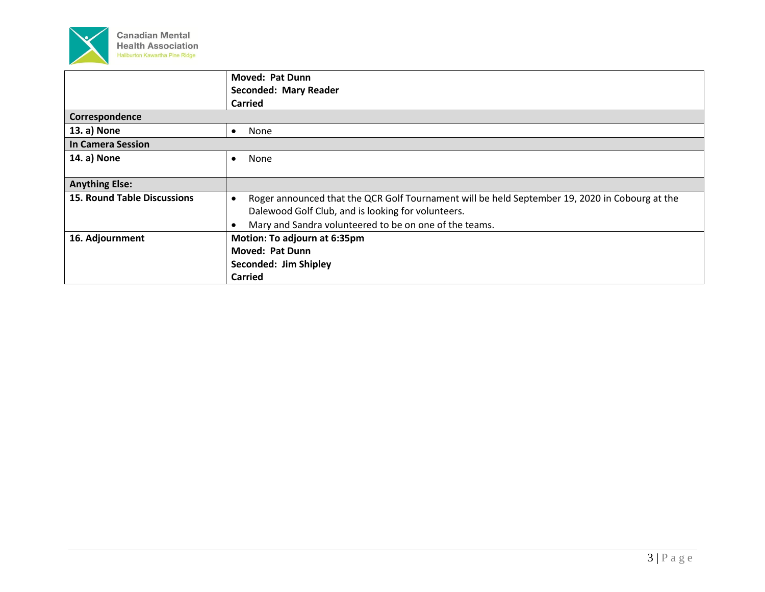| | |
|---|---|
| | **Moved: Pat Dunn**<br>**Seconded: Mary Reader**<br>**Carried** |
| **Correspondence** | |
| **13. a) None** | • None |
| **In Camera Session** | |
| **14. a) None** | • None |
| **Anything Else:** | |
| **15. Round Table Discussions** | • Roger announced that the QCR Golf Tournament will be held September 19, 2020 in Cobourg at the Dalewood Golf Club, and is looking for volunteers.<br>• Mary and Sandra volunteered to be on one of the teams. |
| **16. Adjournment** | **Motion: To adjourn at 6:35pm**<br>**Moved: Pat Dunn**<br>**Seconded: Jim Shipley**<br>**Carried** |